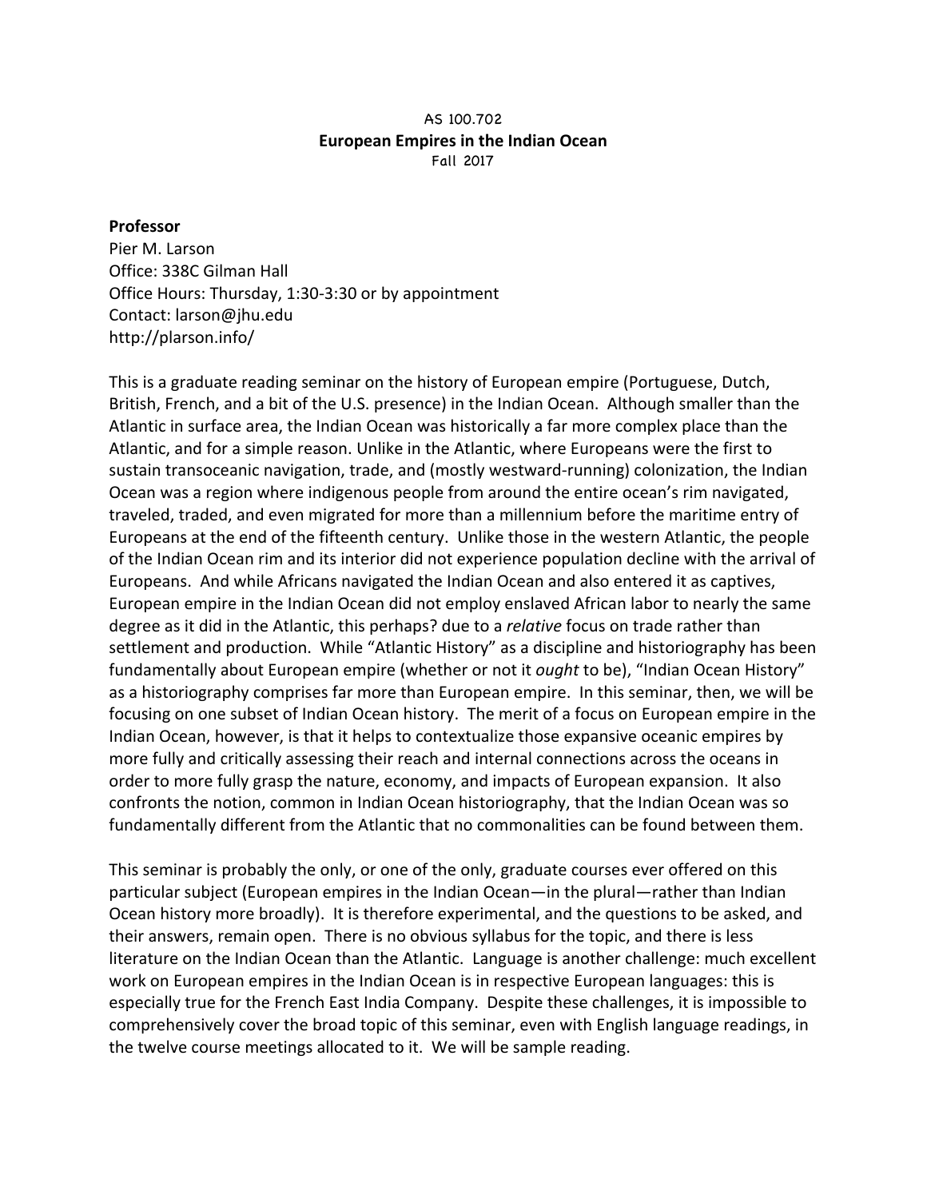AS 100.702

# European Empires in the Indian Ocean

Fall 2017

**Professor**
Pier M. Larson
Office: 338C Gilman Hall
Office Hours: Thursday, 1:30-3:30 or by appointment
Contact: larson@jhu.edu
http://plarson.info/

This is a graduate reading seminar on the history of European empire (Portuguese, Dutch, British, French, and a bit of the U.S. presence) in the Indian Ocean. Although smaller than the Atlantic in surface area, the Indian Ocean was historically a far more complex place than the Atlantic, and for a simple reason. Unlike in the Atlantic, where Europeans were the first to sustain transoceanic navigation, trade, and (mostly westward-running) colonization, the Indian Ocean was a region where indigenous people from around the entire ocean's rim navigated, traveled, traded, and even migrated for more than a millennium before the maritime entry of Europeans at the end of the fifteenth century. Unlike those in the western Atlantic, the people of the Indian Ocean rim and its interior did not experience population decline with the arrival of Europeans. And while Africans navigated the Indian Ocean and also entered it as captives, European empire in the Indian Ocean did not employ enslaved African labor to nearly the same degree as it did in the Atlantic, this perhaps? due to a *relative* focus on trade rather than settlement and production. While "Atlantic History" as a discipline and historiography has been fundamentally about European empire (whether or not it *ought* to be), "Indian Ocean History" as a historiography comprises far more than European empire. In this seminar, then, we will be focusing on one subset of Indian Ocean history. The merit of a focus on European empire in the Indian Ocean, however, is that it helps to contextualize those expansive oceanic empires by more fully and critically assessing their reach and internal connections across the oceans in order to more fully grasp the nature, economy, and impacts of European expansion. It also confronts the notion, common in Indian Ocean historiography, that the Indian Ocean was so fundamentally different from the Atlantic that no commonalities can be found between them.

This seminar is probably the only, or one of the only, graduate courses ever offered on this particular subject (European empires in the Indian Ocean—in the plural—rather than Indian Ocean history more broadly). It is therefore experimental, and the questions to be asked, and their answers, remain open. There is no obvious syllabus for the topic, and there is less literature on the Indian Ocean than the Atlantic. Language is another challenge: much excellent work on European empires in the Indian Ocean is in respective European languages: this is especially true for the French East India Company. Despite these challenges, it is impossible to comprehensively cover the broad topic of this seminar, even with English language readings, in the twelve course meetings allocated to it. We will be sample reading.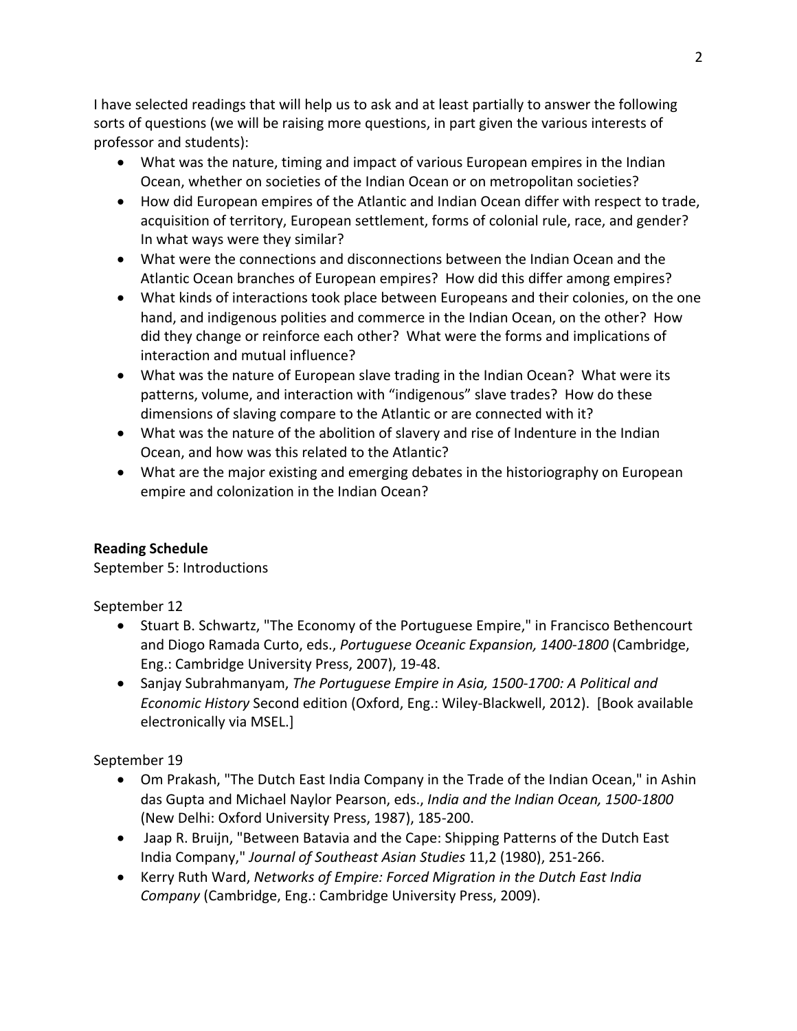I have selected readings that will help us to ask and at least partially to answer the following sorts of questions (we will be raising more questions, in part given the various interests of professor and students):

- What was the nature, timing and impact of various European empires in the Indian Ocean, whether on societies of the Indian Ocean or on metropolitan societies?
- How did European empires of the Atlantic and Indian Ocean differ with respect to trade, acquisition of territory, European settlement, forms of colonial rule, race, and gender? In what ways were they similar?
- What were the connections and disconnections between the Indian Ocean and the Atlantic Ocean branches of European empires? How did this differ among empires?
- What kinds of interactions took place between Europeans and their colonies, on the one hand, and indigenous polities and commerce in the Indian Ocean, on the other? How did they change or reinforce each other? What were the forms and implications of interaction and mutual influence?
- What was the nature of European slave trading in the Indian Ocean? What were its patterns, volume, and interaction with "indigenous" slave trades? How do these dimensions of slaving compare to the Atlantic or are connected with it?
- What was the nature of the abolition of slavery and rise of Indenture in the Indian Ocean, and how was this related to the Atlantic?
- What are the major existing and emerging debates in the historiography on European empire and colonization in the Indian Ocean?

**Reading Schedule**

September 5: Introductions

September 12

- Stuart B. Schwartz, "The Economy of the Portuguese Empire," in Francisco Bethencourt and Diogo Ramada Curto, eds., *Portuguese Oceanic Expansion, 1400-1800* (Cambridge, Eng.: Cambridge University Press, 2007), 19-48.
- Sanjay Subrahmanyam, *The Portuguese Empire in Asia, 1500-1700: A Political and Economic History* Second edition (Oxford, Eng.: Wiley-Blackwell, 2012). [Book available electronically via MSEL.]

September 19

- Om Prakash, "The Dutch East India Company in the Trade of the Indian Ocean," in Ashin das Gupta and Michael Naylor Pearson, eds., *India and the Indian Ocean, 1500-1800* (New Delhi: Oxford University Press, 1987), 185-200.
- Jaap R. Bruijn, "Between Batavia and the Cape: Shipping Patterns of the Dutch East India Company," *Journal of Southeast Asian Studies* 11,2 (1980), 251-266.
- Kerry Ruth Ward, *Networks of Empire: Forced Migration in the Dutch East India Company* (Cambridge, Eng.: Cambridge University Press, 2009).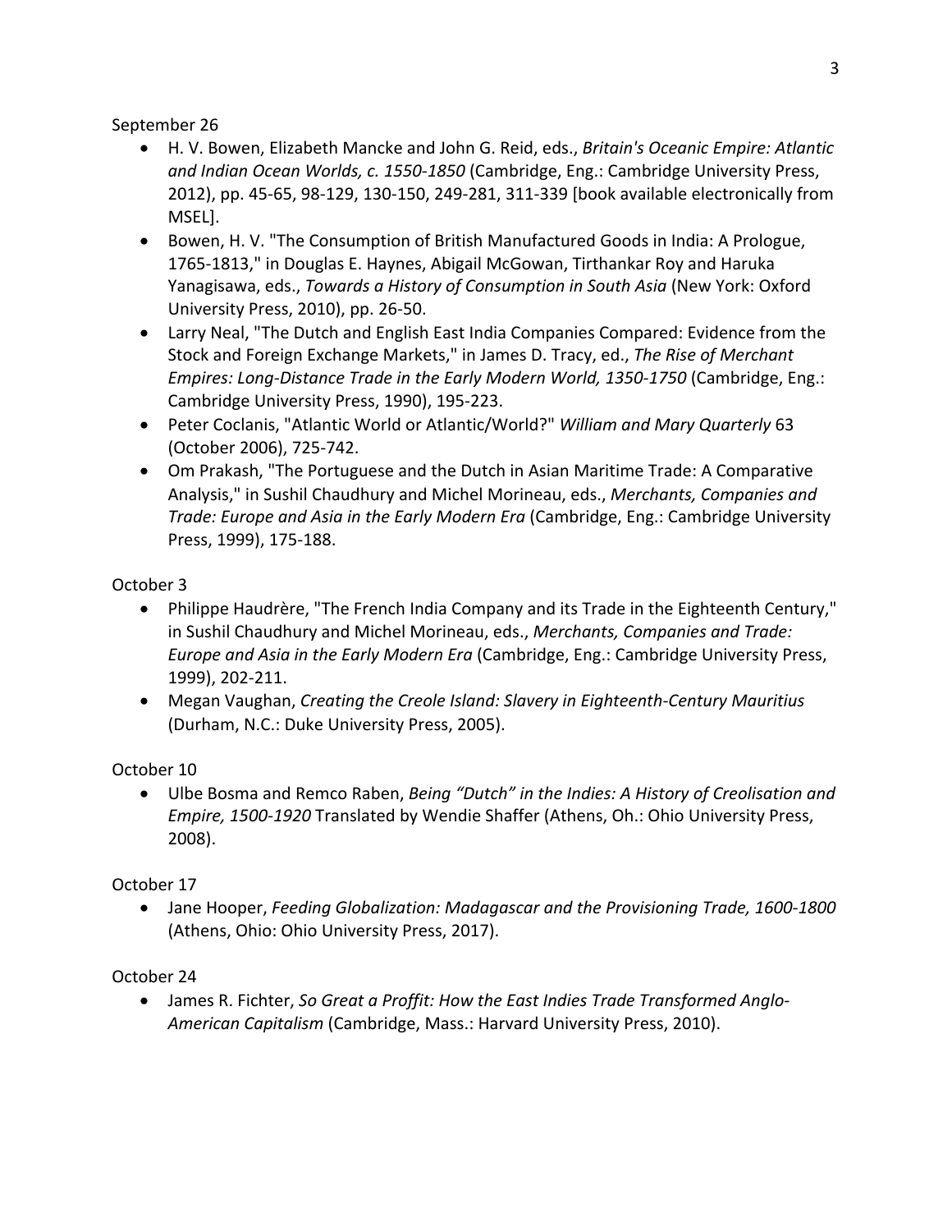September 26

- H. V. Bowen, Elizabeth Mancke and John G. Reid, eds., *Britain's Oceanic Empire: Atlantic and Indian Ocean Worlds, c. 1550-1850* (Cambridge, Eng.: Cambridge University Press, 2012), pp. 45-65, 98-129, 130-150, 249-281, 311-339 [book available electronically from MSEL].
- Bowen, H. V. "The Consumption of British Manufactured Goods in India: A Prologue, 1765-1813," in Douglas E. Haynes, Abigail McGowan, Tirthankar Roy and Haruka Yanagisawa, eds., *Towards a History of Consumption in South Asia* (New York: Oxford University Press, 2010), pp. 26-50.
- Larry Neal, "The Dutch and English East India Companies Compared: Evidence from the Stock and Foreign Exchange Markets," in James D. Tracy, ed., *The Rise of Merchant Empires: Long-Distance Trade in the Early Modern World, 1350-1750* (Cambridge, Eng.: Cambridge University Press, 1990), 195-223.
- Peter Coclanis, "Atlantic World or Atlantic/World?" *William and Mary Quarterly* 63 (October 2006), 725-742.
- Om Prakash, "The Portuguese and the Dutch in Asian Maritime Trade: A Comparative Analysis," in Sushil Chaudhury and Michel Morineau, eds., *Merchants, Companies and Trade: Europe and Asia in the Early Modern Era* (Cambridge, Eng.: Cambridge University Press, 1999), 175-188.

October 3

- Philippe Haudrère, "The French India Company and its Trade in the Eighteenth Century," in Sushil Chaudhury and Michel Morineau, eds., *Merchants, Companies and Trade: Europe and Asia in the Early Modern Era* (Cambridge, Eng.: Cambridge University Press, 1999), 202-211.
- Megan Vaughan, *Creating the Creole Island: Slavery in Eighteenth-Century Mauritius* (Durham, N.C.: Duke University Press, 2005).

October 10

- Ulbe Bosma and Remco Raben, *Being "Dutch" in the Indies: A History of Creolisation and Empire, 1500-1920* Translated by Wendie Shaffer (Athens, Oh.: Ohio University Press, 2008).

October 17

- Jane Hooper, *Feeding Globalization: Madagascar and the Provisioning Trade, 1600-1800* (Athens, Ohio: Ohio University Press, 2017).

October 24

- James R. Fichter, *So Great a Proffit: How the East Indies Trade Transformed Anglo-American Capitalism* (Cambridge, Mass.: Harvard University Press, 2010).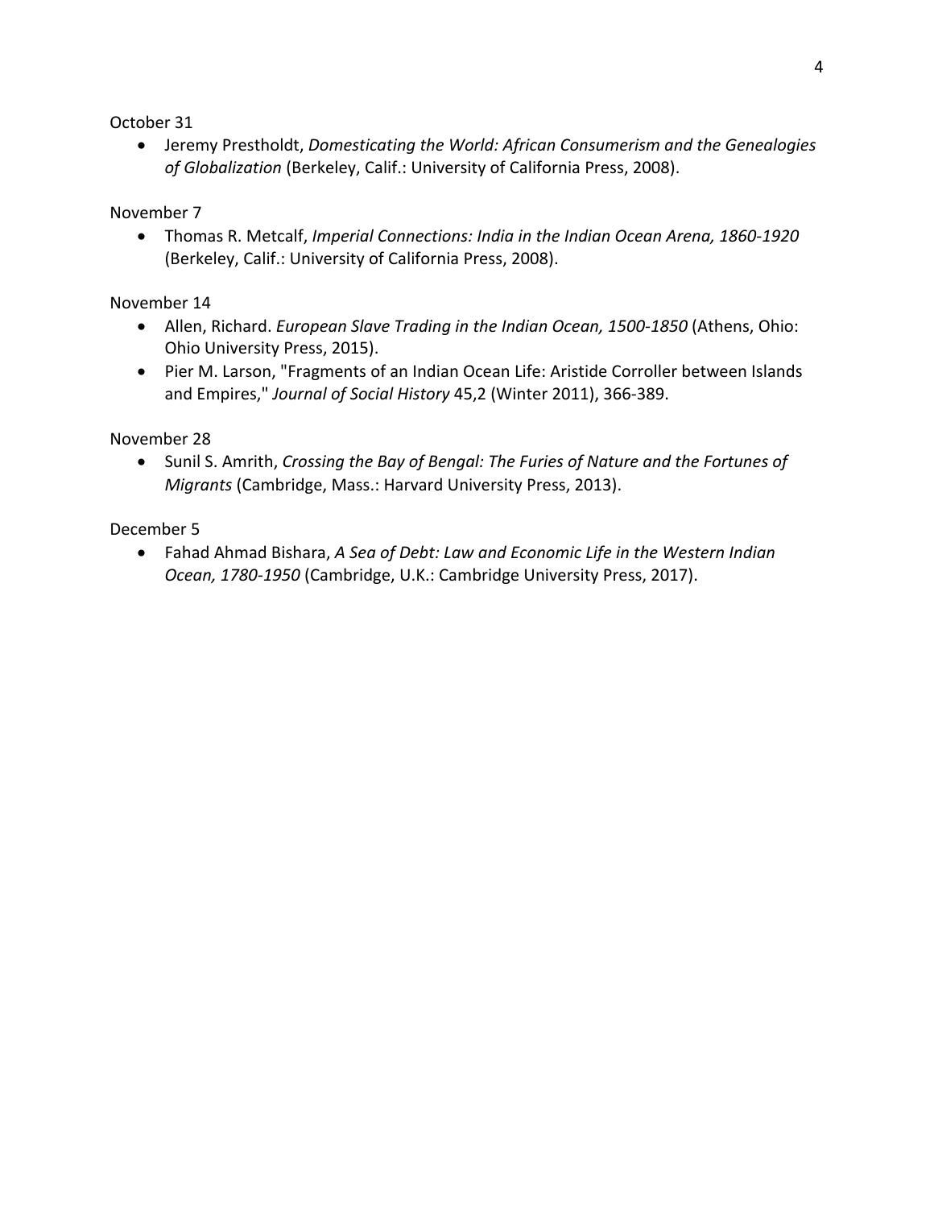October 31

- Jeremy Prestholdt, *Domesticating the World: African Consumerism and the Genealogies of Globalization* (Berkeley, Calif.: University of California Press, 2008).

November 7

- Thomas R. Metcalf, *Imperial Connections: India in the Indian Ocean Arena, 1860-1920* (Berkeley, Calif.: University of California Press, 2008).

November 14

- Allen, Richard. *European Slave Trading in the Indian Ocean, 1500-1850* (Athens, Ohio: Ohio University Press, 2015).
- Pier M. Larson, "Fragments of an Indian Ocean Life: Aristide Corroller between Islands and Empires," *Journal of Social History* 45,2 (Winter 2011), 366-389.

November 28

- Sunil S. Amrith, *Crossing the Bay of Bengal: The Furies of Nature and the Fortunes of Migrants* (Cambridge, Mass.: Harvard University Press, 2013).

December 5

- Fahad Ahmad Bishara, *A Sea of Debt: Law and Economic Life in the Western Indian Ocean, 1780-1950* (Cambridge, U.K.: Cambridge University Press, 2017).